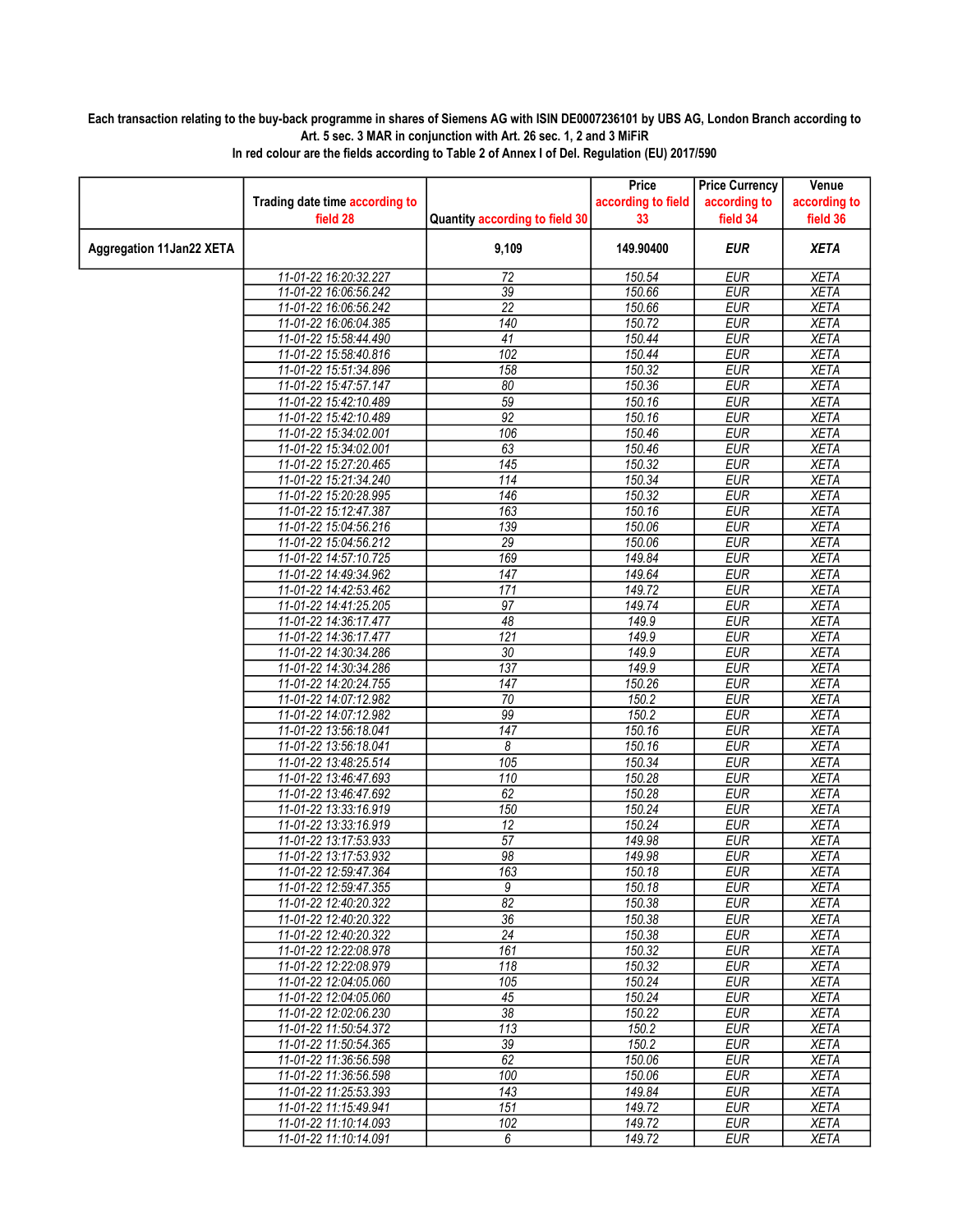**Each transaction relating to the buy-back programme in shares of Siemens AG with ISIN DE0007236101 by UBS AG, London Branch according to Art. 5 sec. 3 MAR in conjunction with Art. 26 sec. 1, 2 and 3 MiFiR**

**In red colour are the fields according to Table 2 of Annex I of Del. Regulation (EU) 2017/590**

| | Trading date time according to field 28 | Quantity according to field 30 | Price according to field 33 | Price Currency according to field 34 | Venue according to field 36 |
|---|---|---|---|---|---|
| **Aggregation 11Jan22 XETA** | | **9,109** | **149.90400** | ***EUR*** | ***XETA*** |
| | 11-01-22 16:20:32.227 | 72 | 150.54 | EUR | XETA |
| | 11-01-22 16:06:56.242 | 39 | 150.66 | EUR | XETA |
| | 11-01-22 16:06:56.242 | 22 | 150.66 | EUR | XETA |
| | 11-01-22 16:06:04.385 | 140 | 150.72 | EUR | XETA |
| | 11-01-22 15:58:44.490 | 41 | 150.44 | EUR | XETA |
| | 11-01-22 15:58:40.816 | 102 | 150.44 | EUR | XETA |
| | 11-01-22 15:51:34.896 | 158 | 150.32 | EUR | XETA |
| | 11-01-22 15:47:57.147 | 80 | 150.36 | EUR | XETA |
| | 11-01-22 15:42:10.489 | 59 | 150.16 | EUR | XETA |
| | 11-01-22 15:42:10.489 | 92 | 150.16 | EUR | XETA |
| | 11-01-22 15:34:02.001 | 106 | 150.46 | EUR | XETA |
| | 11-01-22 15:34:02.001 | 63 | 150.46 | EUR | XETA |
| | 11-01-22 15:27:20.465 | 145 | 150.32 | EUR | XETA |
| | 11-01-22 15:21:34.240 | 114 | 150.34 | EUR | XETA |
| | 11-01-22 15:20:28.995 | 146 | 150.32 | EUR | XETA |
| | 11-01-22 15:12:47.387 | 163 | 150.16 | EUR | XETA |
| | 11-01-22 15:04:56.216 | 139 | 150.06 | EUR | XETA |
| | 11-01-22 15:04:56.212 | 29 | 150.06 | EUR | XETA |
| | 11-01-22 14:57:10.725 | 169 | 149.84 | EUR | XETA |
| | 11-01-22 14:49:34.962 | 147 | 149.64 | EUR | XETA |
| | 11-01-22 14:42:53.462 | 171 | 149.72 | EUR | XETA |
| | 11-01-22 14:41:25.205 | 97 | 149.74 | EUR | XETA |
| | 11-01-22 14:36:17.477 | 48 | 149.9 | EUR | XETA |
| | 11-01-22 14:36:17.477 | 121 | 149.9 | EUR | XETA |
| | 11-01-22 14:30:34.286 | 30 | 149.9 | EUR | XETA |
| | 11-01-22 14:30:34.286 | 137 | 149.9 | EUR | XETA |
| | 11-01-22 14:20:24.755 | 147 | 150.26 | EUR | XETA |
| | 11-01-22 14:07:12.982 | 70 | 150.2 | EUR | XETA |
| | 11-01-22 14:07:12.982 | 99 | 150.2 | EUR | XETA |
| | 11-01-22 13:56:18.041 | 147 | 150.16 | EUR | XETA |
| | 11-01-22 13:56:18.041 | 8 | 150.16 | EUR | XETA |
| | 11-01-22 13:48:25.514 | 105 | 150.34 | EUR | XETA |
| | 11-01-22 13:46:47.693 | 110 | 150.28 | EUR | XETA |
| | 11-01-22 13:46:47.692 | 62 | 150.28 | EUR | XETA |
| | 11-01-22 13:33:16.919 | 150 | 150.24 | EUR | XETA |
| | 11-01-22 13:33:16.919 | 12 | 150.24 | EUR | XETA |
| | 11-01-22 13:17:53.933 | 57 | 149.98 | EUR | XETA |
| | 11-01-22 13:17:53.932 | 98 | 149.98 | EUR | XETA |
| | 11-01-22 12:59:47.364 | 163 | 150.18 | EUR | XETA |
| | 11-01-22 12:59:47.355 | 9 | 150.18 | EUR | XETA |
| | 11-01-22 12:40:20.322 | 82 | 150.38 | EUR | XETA |
| | 11-01-22 12:40:20.322 | 36 | 150.38 | EUR | XETA |
| | 11-01-22 12:40:20.322 | 24 | 150.38 | EUR | XETA |
| | 11-01-22 12:22:08.978 | 161 | 150.32 | EUR | XETA |
| | 11-01-22 12:22:08.979 | 118 | 150.32 | EUR | XETA |
| | 11-01-22 12:04:05.060 | 105 | 150.24 | EUR | XETA |
| | 11-01-22 12:04:05.060 | 45 | 150.24 | EUR | XETA |
| | 11-01-22 12:02:06.230 | 38 | 150.22 | EUR | XETA |
| | 11-01-22 11:50:54.372 | 113 | 150.2 | EUR | XETA |
| | 11-01-22 11:50:54.365 | 39 | 150.2 | EUR | XETA |
| | 11-01-22 11:36:56.598 | 62 | 150.06 | EUR | XETA |
| | 11-01-22 11:36:56.598 | 100 | 150.06 | EUR | XETA |
| | 11-01-22 11:25:53.393 | 143 | 149.84 | EUR | XETA |
| | 11-01-22 11:15:49.941 | 151 | 149.72 | EUR | XETA |
| | 11-01-22 11:10:14.093 | 102 | 149.72 | EUR | XETA |
| | 11-01-22 11:10:14.091 | 6 | 149.72 | EUR | XETA |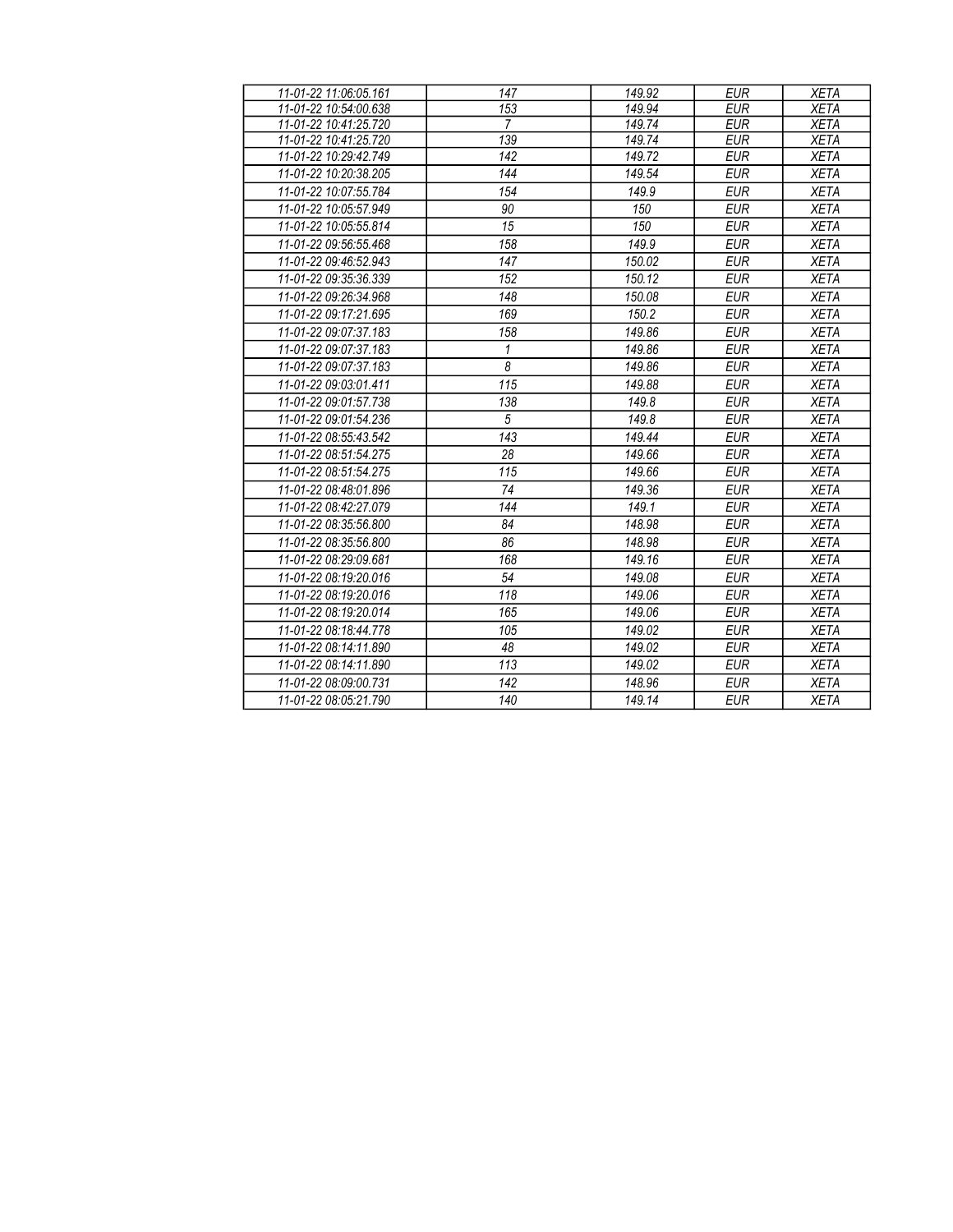| 11-01-22 11:06:05.161 | 147 | 149.92 | EUR | XETA |
|---|---|---|---|---|
| 11-01-22 10:54:00.638 | 153 | 149.94 | EUR | XETA |
| 11-01-22 10:41:25.720 | 7 | 149.74 | EUR | XETA |
| 11-01-22 10:41:25.720 | 139 | 149.74 | EUR | XETA |
| 11-01-22 10:29:42.749 | 142 | 149.72 | EUR | XETA |
| 11-01-22 10:20:38.205 | 144 | 149.54 | EUR | XETA |
| 11-01-22 10:07:55.784 | 154 | 149.9 | EUR | XETA |
| 11-01-22 10:05:57.949 | 90 | 150 | EUR | XETA |
| 11-01-22 10:05:55.814 | 15 | 150 | EUR | XETA |
| 11-01-22 09:56:55.468 | 158 | 149.9 | EUR | XETA |
| 11-01-22 09:46:52.943 | 147 | 150.02 | EUR | XETA |
| 11-01-22 09:35:36.339 | 152 | 150.12 | EUR | XETA |
| 11-01-22 09:26:34.968 | 148 | 150.08 | EUR | XETA |
| 11-01-22 09:17:21.695 | 169 | 150.2 | EUR | XETA |
| 11-01-22 09:07:37.183 | 158 | 149.86 | EUR | XETA |
| 11-01-22 09:07:37.183 | 1 | 149.86 | EUR | XETA |
| 11-01-22 09:07:37.183 | 8 | 149.86 | EUR | XETA |
| 11-01-22 09:03:01.411 | 115 | 149.88 | EUR | XETA |
| 11-01-22 09:01:57.738 | 138 | 149.8 | EUR | XETA |
| 11-01-22 09:01:54.236 | 5 | 149.8 | EUR | XETA |
| 11-01-22 08:55:43.542 | 143 | 149.44 | EUR | XETA |
| 11-01-22 08:51:54.275 | 28 | 149.66 | EUR | XETA |
| 11-01-22 08:51:54.275 | 115 | 149.66 | EUR | XETA |
| 11-01-22 08:48:01.896 | 74 | 149.36 | EUR | XETA |
| 11-01-22 08:42:27.079 | 144 | 149.1 | EUR | XETA |
| 11-01-22 08:35:56.800 | 84 | 148.98 | EUR | XETA |
| 11-01-22 08:35:56.800 | 86 | 148.98 | EUR | XETA |
| 11-01-22 08:29:09.681 | 168 | 149.16 | EUR | XETA |
| 11-01-22 08:19:20.016 | 54 | 149.08 | EUR | XETA |
| 11-01-22 08:19:20.016 | 118 | 149.06 | EUR | XETA |
| 11-01-22 08:19:20.014 | 165 | 149.06 | EUR | XETA |
| 11-01-22 08:18:44.778 | 105 | 149.02 | EUR | XETA |
| 11-01-22 08:14:11.890 | 48 | 149.02 | EUR | XETA |
| 11-01-22 08:14:11.890 | 113 | 149.02 | EUR | XETA |
| 11-01-22 08:09:00.731 | 142 | 148.96 | EUR | XETA |
| 11-01-22 08:05:21.790 | 140 | 149.14 | EUR | XETA |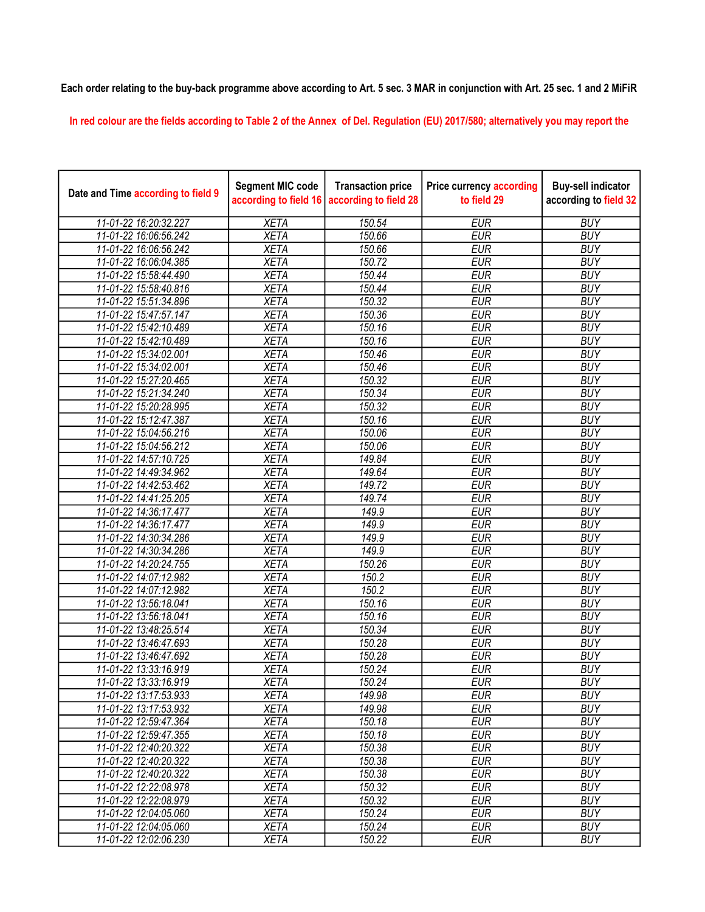Each order relating to the buy-back programme above according to Art. 5 sec. 3 MAR in conjunction with Art. 25 sec. 1 and 2 MiFiR

In red colour are the fields according to Table 2 of the Annex of Del. Regulation (EU) 2017/580; alternatively you may report the

| Date and Time according to field 9 | Segment MIC code according to field 16 | Transaction price according to field 28 | Price currency according to field 29 | Buy-sell indicator according to field 32 |
|---|---|---|---|---|
| 11-01-22 16:20:32.227 | XETA | 150.54 | EUR | BUY |
| 11-01-22 16:06:56.242 | XETA | 150.66 | EUR | BUY |
| 11-01-22 16:06:56.242 | XETA | 150.66 | EUR | BUY |
| 11-01-22 16:06:04.385 | XETA | 150.72 | EUR | BUY |
| 11-01-22 15:58:44.490 | XETA | 150.44 | EUR | BUY |
| 11-01-22 15:58:40.816 | XETA | 150.44 | EUR | BUY |
| 11-01-22 15:51:34.896 | XETA | 150.32 | EUR | BUY |
| 11-01-22 15:47:57.147 | XETA | 150.36 | EUR | BUY |
| 11-01-22 15:42:10.489 | XETA | 150.16 | EUR | BUY |
| 11-01-22 15:42:10.489 | XETA | 150.16 | EUR | BUY |
| 11-01-22 15:34:02.001 | XETA | 150.46 | EUR | BUY |
| 11-01-22 15:34:02.001 | XETA | 150.46 | EUR | BUY |
| 11-01-22 15:27:20.465 | XETA | 150.32 | EUR | BUY |
| 11-01-22 15:21:34.240 | XETA | 150.34 | EUR | BUY |
| 11-01-22 15:20:28.995 | XETA | 150.32 | EUR | BUY |
| 11-01-22 15:12:47.387 | XETA | 150.16 | EUR | BUY |
| 11-01-22 15:04:56.216 | XETA | 150.06 | EUR | BUY |
| 11-01-22 15:04:56.212 | XETA | 150.06 | EUR | BUY |
| 11-01-22 14:57:10.725 | XETA | 149.84 | EUR | BUY |
| 11-01-22 14:49:34.962 | XETA | 149.64 | EUR | BUY |
| 11-01-22 14:42:53.462 | XETA | 149.72 | EUR | BUY |
| 11-01-22 14:41:25.205 | XETA | 149.74 | EUR | BUY |
| 11-01-22 14:36:17.477 | XETA | 149.9 | EUR | BUY |
| 11-01-22 14:36:17.477 | XETA | 149.9 | EUR | BUY |
| 11-01-22 14:30:34.286 | XETA | 149.9 | EUR | BUY |
| 11-01-22 14:30:34.286 | XETA | 149.9 | EUR | BUY |
| 11-01-22 14:20:24.755 | XETA | 150.26 | EUR | BUY |
| 11-01-22 14:07:12.982 | XETA | 150.2 | EUR | BUY |
| 11-01-22 14:07:12.982 | XETA | 150.2 | EUR | BUY |
| 11-01-22 13:56:18.041 | XETA | 150.16 | EUR | BUY |
| 11-01-22 13:56:18.041 | XETA | 150.16 | EUR | BUY |
| 11-01-22 13:48:25.514 | XETA | 150.34 | EUR | BUY |
| 11-01-22 13:46:47.693 | XETA | 150.28 | EUR | BUY |
| 11-01-22 13:46:47.692 | XETA | 150.28 | EUR | BUY |
| 11-01-22 13:33:16.919 | XETA | 150.24 | EUR | BUY |
| 11-01-22 13:33:16.919 | XETA | 150.24 | EUR | BUY |
| 11-01-22 13:17:53.933 | XETA | 149.98 | EUR | BUY |
| 11-01-22 13:17:53.932 | XETA | 149.98 | EUR | BUY |
| 11-01-22 12:59:47.364 | XETA | 150.18 | EUR | BUY |
| 11-01-22 12:59:47.355 | XETA | 150.18 | EUR | BUY |
| 11-01-22 12:40:20.322 | XETA | 150.38 | EUR | BUY |
| 11-01-22 12:40:20.322 | XETA | 150.38 | EUR | BUY |
| 11-01-22 12:40:20.322 | XETA | 150.38 | EUR | BUY |
| 11-01-22 12:22:08.978 | XETA | 150.32 | EUR | BUY |
| 11-01-22 12:22:08.979 | XETA | 150.32 | EUR | BUY |
| 11-01-22 12:04:05.060 | XETA | 150.24 | EUR | BUY |
| 11-01-22 12:04:05.060 | XETA | 150.24 | EUR | BUY |
| 11-01-22 12:02:06.230 | XETA | 150.22 | EUR | BUY |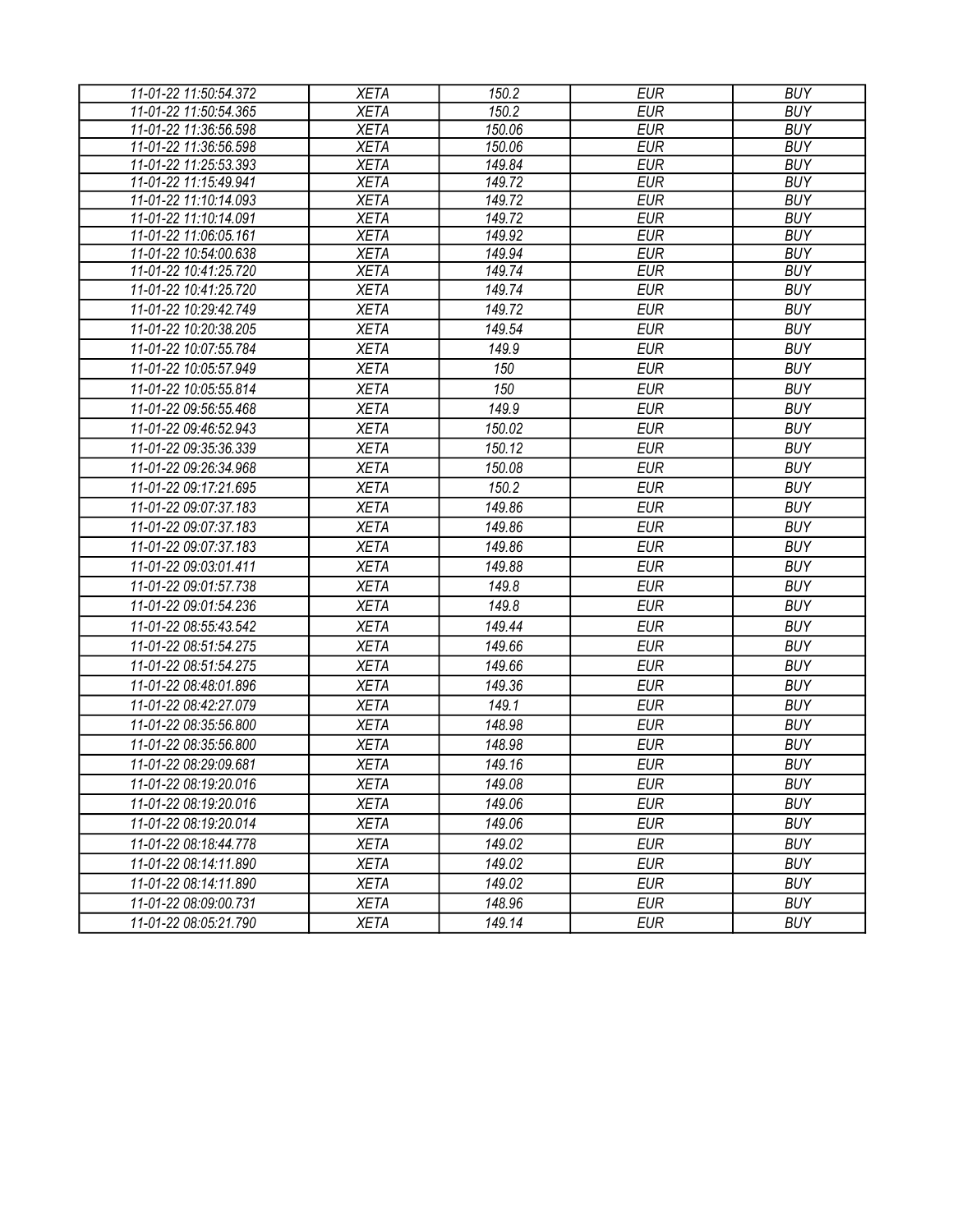| | | | | |
|---|---|---|---|---|
| 11-01-22 11:50:54.372 | XETA | 150.2 | EUR | BUY |
| 11-01-22 11:50:54.365 | XETA | 150.2 | EUR | BUY |
| 11-01-22 11:36:56.598 | XETA | 150.06 | EUR | BUY |
| 11-01-22 11:36:56.598 | XETA | 150.06 | EUR | BUY |
| 11-01-22 11:25:53.393 | XETA | 149.84 | EUR | BUY |
| 11-01-22 11:15:49.941 | XETA | 149.72 | EUR | BUY |
| 11-01-22 11:10:14.093 | XETA | 149.72 | EUR | BUY |
| 11-01-22 11:10:14.091 | XETA | 149.72 | EUR | BUY |
| 11-01-22 11:06:05.161 | XETA | 149.92 | EUR | BUY |
| 11-01-22 10:54:00.638 | XETA | 149.94 | EUR | BUY |
| 11-01-22 10:41:25.720 | XETA | 149.74 | EUR | BUY |
| 11-01-22 10:41:25.720 | XETA | 149.74 | EUR | BUY |
| 11-01-22 10:29:42.749 | XETA | 149.72 | EUR | BUY |
| 11-01-22 10:20:38.205 | XETA | 149.54 | EUR | BUY |
| 11-01-22 10:07:55.784 | XETA | 149.9 | EUR | BUY |
| 11-01-22 10:05:57.949 | XETA | 150 | EUR | BUY |
| 11-01-22 10:05:55.814 | XETA | 150 | EUR | BUY |
| 11-01-22 09:56:55.468 | XETA | 149.9 | EUR | BUY |
| 11-01-22 09:46:52.943 | XETA | 150.02 | EUR | BUY |
| 11-01-22 09:35:36.339 | XETA | 150.12 | EUR | BUY |
| 11-01-22 09:26:34.968 | XETA | 150.08 | EUR | BUY |
| 11-01-22 09:17:21.695 | XETA | 150.2 | EUR | BUY |
| 11-01-22 09:07:37.183 | XETA | 149.86 | EUR | BUY |
| 11-01-22 09:07:37.183 | XETA | 149.86 | EUR | BUY |
| 11-01-22 09:07:37.183 | XETA | 149.86 | EUR | BUY |
| 11-01-22 09:03:01.411 | XETA | 149.88 | EUR | BUY |
| 11-01-22 09:01:57.738 | XETA | 149.8 | EUR | BUY |
| 11-01-22 09:01:54.236 | XETA | 149.8 | EUR | BUY |
| 11-01-22 08:55:43.542 | XETA | 149.44 | EUR | BUY |
| 11-01-22 08:51:54.275 | XETA | 149.66 | EUR | BUY |
| 11-01-22 08:51:54.275 | XETA | 149.66 | EUR | BUY |
| 11-01-22 08:48:01.896 | XETA | 149.36 | EUR | BUY |
| 11-01-22 08:42:27.079 | XETA | 149.1 | EUR | BUY |
| 11-01-22 08:35:56.800 | XETA | 148.98 | EUR | BUY |
| 11-01-22 08:35:56.800 | XETA | 148.98 | EUR | BUY |
| 11-01-22 08:29:09.681 | XETA | 149.16 | EUR | BUY |
| 11-01-22 08:19:20.016 | XETA | 149.08 | EUR | BUY |
| 11-01-22 08:19:20.016 | XETA | 149.06 | EUR | BUY |
| 11-01-22 08:19:20.014 | XETA | 149.06 | EUR | BUY |
| 11-01-22 08:18:44.778 | XETA | 149.02 | EUR | BUY |
| 11-01-22 08:14:11.890 | XETA | 149.02 | EUR | BUY |
| 11-01-22 08:14:11.890 | XETA | 149.02 | EUR | BUY |
| 11-01-22 08:09:00.731 | XETA | 148.96 | EUR | BUY |
| 11-01-22 08:05:21.790 | XETA | 149.14 | EUR | BUY |